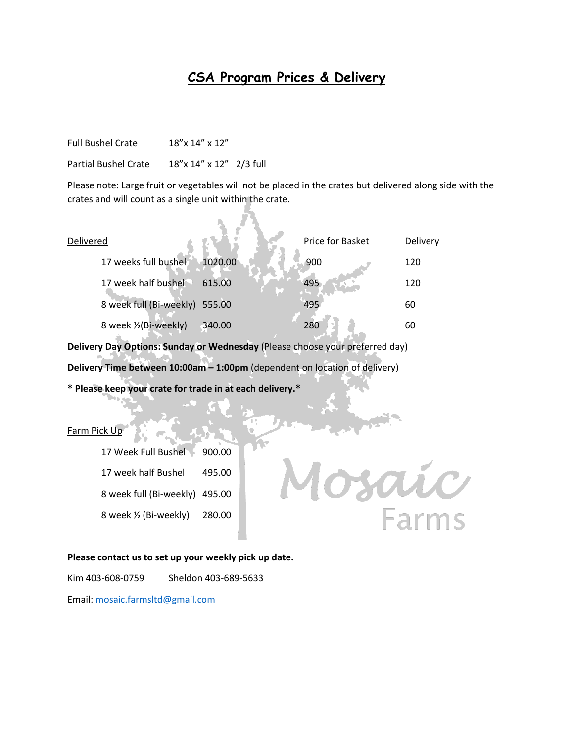# CSA Program Prices & Delivery

Full Bushel Crate 18"x 14" x 12"

Partial Bushel Crate 18"x 14" x 12" 2/3 full

Please note: Large fruit or vegetables will not be placed in the crates but delivered along side with the crates and will count as a single unit within the crate.

| Delivered | | Price for Basket | Delivery |
|---|---|---|---|
| 17 weeks full bushel | 1020.00 | 900 | 120 |
| 17 week half bushel | 615.00 | 495 | 120 |
| 8 week full (Bi-weekly) | 555.00 | 495 | 60 |
| 8 week ½(Bi-weekly) | 340.00 | 280 | 60 |

**Delivery Day Options: Sunday or Wednesday** (Please choose your preferred day)

**Delivery Time between 10:00am – 1:00pm** (dependent on location of delivery)

**\* Please keep your crate for trade in at each delivery.\***

| Farm Pick Up | |
|---|---|
| 17 Week Full Bushel | 900.00 |
| 17 week half Bushel | 495.00 |
| 8 week full (Bi-weekly) | 495.00 |
| 8 week ½ (Bi-weekly) | 280.00 |

Mosaic Farms

**Please contact us to set up your weekly pick up date.**

Kim 403-608-0759 Sheldon 403-689-5633

Email: mosaic.farmsltd@gmail.com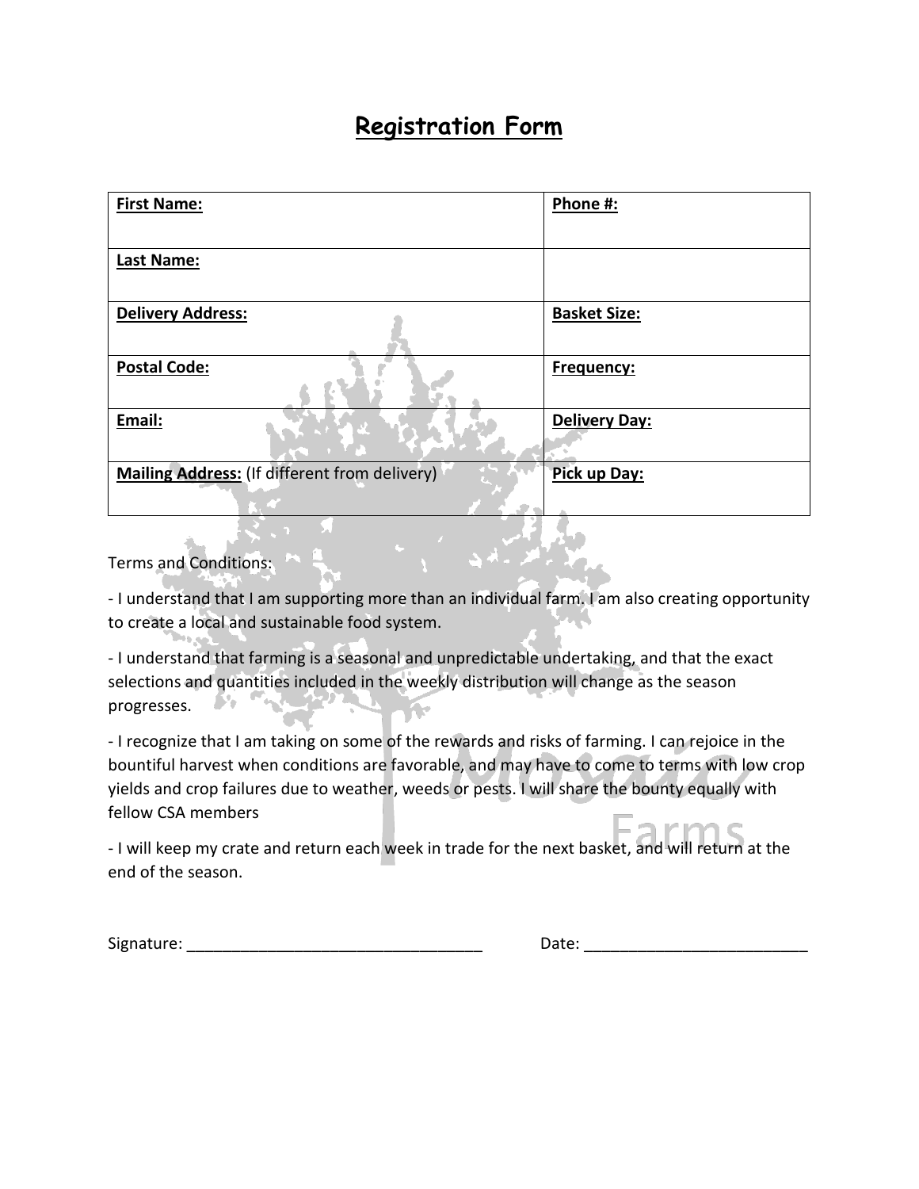# Registration Form

| | |
|---|---|
| **First Name:** | **Phone #:** |
| **Last Name:** | |
| **Delivery Address:** | **Basket Size:** |
| **Postal Code:** | **Frequency:** |
| **Email:** | **Delivery Day:** |
| **Mailing Address:** (If different from delivery) | **Pick up Day:** |

Terms and Conditions:

- I understand that I am supporting more than an individual farm. I am also creating opportunity to create a local and sustainable food system.

- I understand that farming is a seasonal and unpredictable undertaking, and that the exact selections and quantities included in the weekly distribution will change as the season progresses.

- I recognize that I am taking on some of the rewards and risks of farming. I can rejoice in the bountiful harvest when conditions are favorable, and may have to come to terms with low crop yields and crop failures due to weather, weeds or pests. I will share the bounty equally with fellow CSA members

- I will keep my crate and return each week in trade for the next basket, and will return at the end of the season.

Signature: _________________________________ Date: _________________________